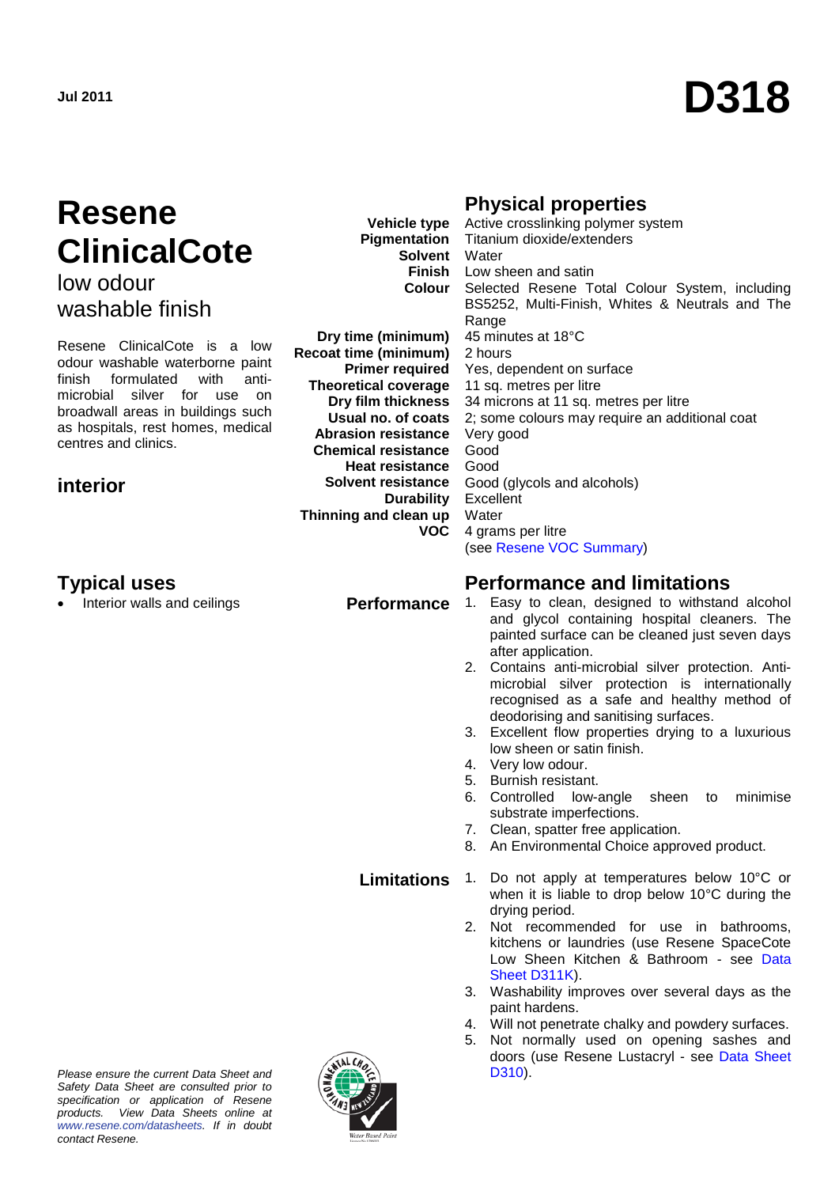Jul 2011

# D318

# Resene ClinicalCote

## low odour washable finish

Resene ClinicalCote is a low odour washable waterborne paint finish formulated with anti-microbial silver for use on broadwall areas in buildings such as hospitals, rest homes, medical centres and clinics.

### interior

## Typical uses

- Interior walls and ceilings

## Physical properties

| | |
|---|---|
| **Vehicle type** | Active crosslinking polymer system |
| **Pigmentation** | Titanium dioxide/extenders |
| **Solvent** | Water |
| **Finish** | Low sheen and satin |
| **Colour** | Selected Resene Total Colour System, including BS5252, Multi-Finish, Whites & Neutrals and The Range |
| **Dry time (minimum)** | 45 minutes at 18°C |
| **Recoat time (minimum)** | 2 hours |
| **Primer required** | Yes, dependent on surface |
| **Theoretical coverage** | 11 sq. metres per litre |
| **Dry film thickness** | 34 microns at 11 sq. metres per litre |
| **Usual no. of coats** | 2; some colours may require an additional coat |
| **Abrasion resistance** | Very good |
| **Chemical resistance** | Good |
| **Heat resistance** | Good |
| **Solvent resistance** | Good (glycols and alcohols) |
| **Durability** | Excellent |
| **Thinning and clean up** | Water |
| **VOC** | 4 grams per litre (see Resene VOC Summary) |

## Performance and limitations

**Performance**

1. Easy to clean, designed to withstand alcohol and glycol containing hospital cleaners. The painted surface can be cleaned just seven days after application.
2. Contains anti-microbial silver protection. Anti-microbial silver protection is internationally recognised as a safe and healthy method of deodorising and sanitising surfaces.
3. Excellent flow properties drying to a luxurious low sheen or satin finish.
4. Very low odour.
5. Burnish resistant.
6. Controlled low-angle sheen to minimise substrate imperfections.
7. Clean, spatter free application.
8. An Environmental Choice approved product.

**Limitations**

1. Do not apply at temperatures below 10°C or when it is liable to drop below 10°C during the drying period.
2. Not recommended for use in bathrooms, kitchens or laundries (use Resene SpaceCote Low Sheen Kitchen & Bathroom - see Data Sheet D311K).
3. Washability improves over several days as the paint hardens.
4. Will not penetrate chalky and powdery surfaces.
5. Not normally used on opening sashes and doors (use Resene Lustacryl - see Data Sheet D310).

*Please ensure the current Data Sheet and Safety Data Sheet are consulted prior to specification or application of Resene products. View Data Sheets online at www.resene.com/datasheets. If in doubt contact Resene.*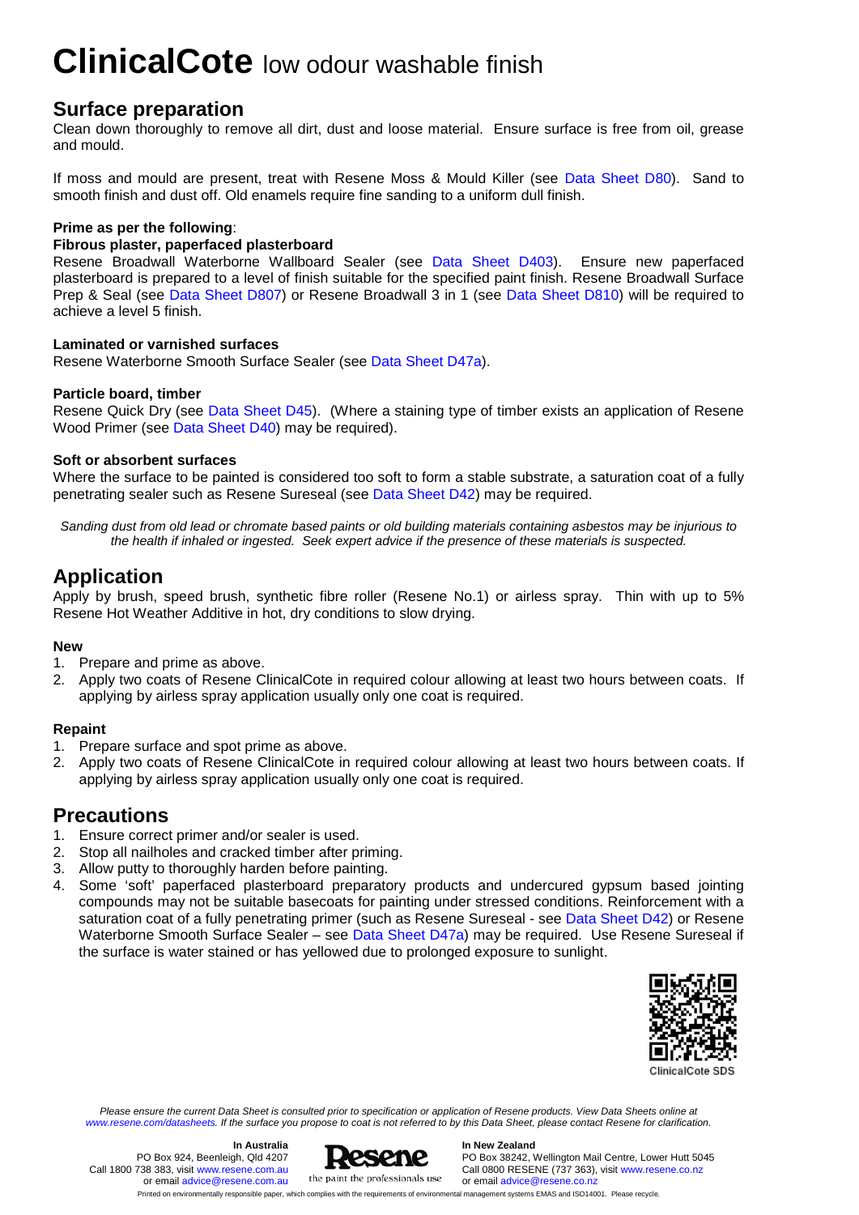# ClinicalCote low odour washable finish

## Surface preparation

Clean down thoroughly to remove all dirt, dust and loose material. Ensure surface is free from oil, grease and mould.

If moss and mould are present, treat with Resene Moss & Mould Killer (see Data Sheet D80). Sand to smooth finish and dust off. Old enamels require fine sanding to a uniform dull finish.

**Prime as per the following**:

**Fibrous plaster, paperfaced plasterboard**

Resene Broadwall Waterborne Wallboard Sealer (see Data Sheet D403). Ensure new paperfaced plasterboard is prepared to a level of finish suitable for the specified paint finish. Resene Broadwall Surface Prep & Seal (see Data Sheet D807) or Resene Broadwall 3 in 1 (see Data Sheet D810) will be required to achieve a level 5 finish.

**Laminated or varnished surfaces**

Resene Waterborne Smooth Surface Sealer (see Data Sheet D47a).

**Particle board, timber**

Resene Quick Dry (see Data Sheet D45). (Where a staining type of timber exists an application of Resene Wood Primer (see Data Sheet D40) may be required).

**Soft or absorbent surfaces**

Where the surface to be painted is considered too soft to form a stable substrate, a saturation coat of a fully penetrating sealer such as Resene Sureseal (see Data Sheet D42) may be required.

*Sanding dust from old lead or chromate based paints or old building materials containing asbestos may be injurious to the health if inhaled or ingested. Seek expert advice if the presence of these materials is suspected.*

## Application

Apply by brush, speed brush, synthetic fibre roller (Resene No.1) or airless spray. Thin with up to 5% Resene Hot Weather Additive in hot, dry conditions to slow drying.

**New**

1. Prepare and prime as above.
2. Apply two coats of Resene ClinicalCote in required colour allowing at least two hours between coats. If applying by airless spray application usually only one coat is required.

**Repaint**

1. Prepare surface and spot prime as above.
2. Apply two coats of Resene ClinicalCote in required colour allowing at least two hours between coats. If applying by airless spray application usually only one coat is required.

## Precautions

1. Ensure correct primer and/or sealer is used.
2. Stop all nailholes and cracked timber after priming.
3. Allow putty to thoroughly harden before painting.
4. Some 'soft' paperfaced plasterboard preparatory products and undercured gypsum based jointing compounds may not be suitable basecoats for painting under stressed conditions. Reinforcement with a saturation coat of a fully penetrating primer (such as Resene Sureseal - see Data Sheet D42) or Resene Waterborne Smooth Surface Sealer – see Data Sheet D47a) may be required. Use Resene Sureseal if the surface is water stained or has yellowed due to prolonged exposure to sunlight.

ClinicalCote SDS

*Please ensure the current Data Sheet is consulted prior to specification or application of Resene products. View Data Sheets online at www.resene.com/datasheets. If the surface you propose to coat is not referred to by this Data Sheet, please contact Resene for clarification.*

**In Australia**
PO Box 924, Beenleigh, Qld 4207
Call 1800 738 383, visit www.resene.com.au
or email advice@resene.com.au

Resene
the paint the professionals use

**In New Zealand**
PO Box 38242, Wellington Mail Centre, Lower Hutt 5045
Call 0800 RESENE (737 363), visit www.resene.co.nz
or email advice@resene.co.nz

Printed on environmentally responsible paper, which complies with the requirements of environmental management systems EMAS and ISO14001. Please recycle.